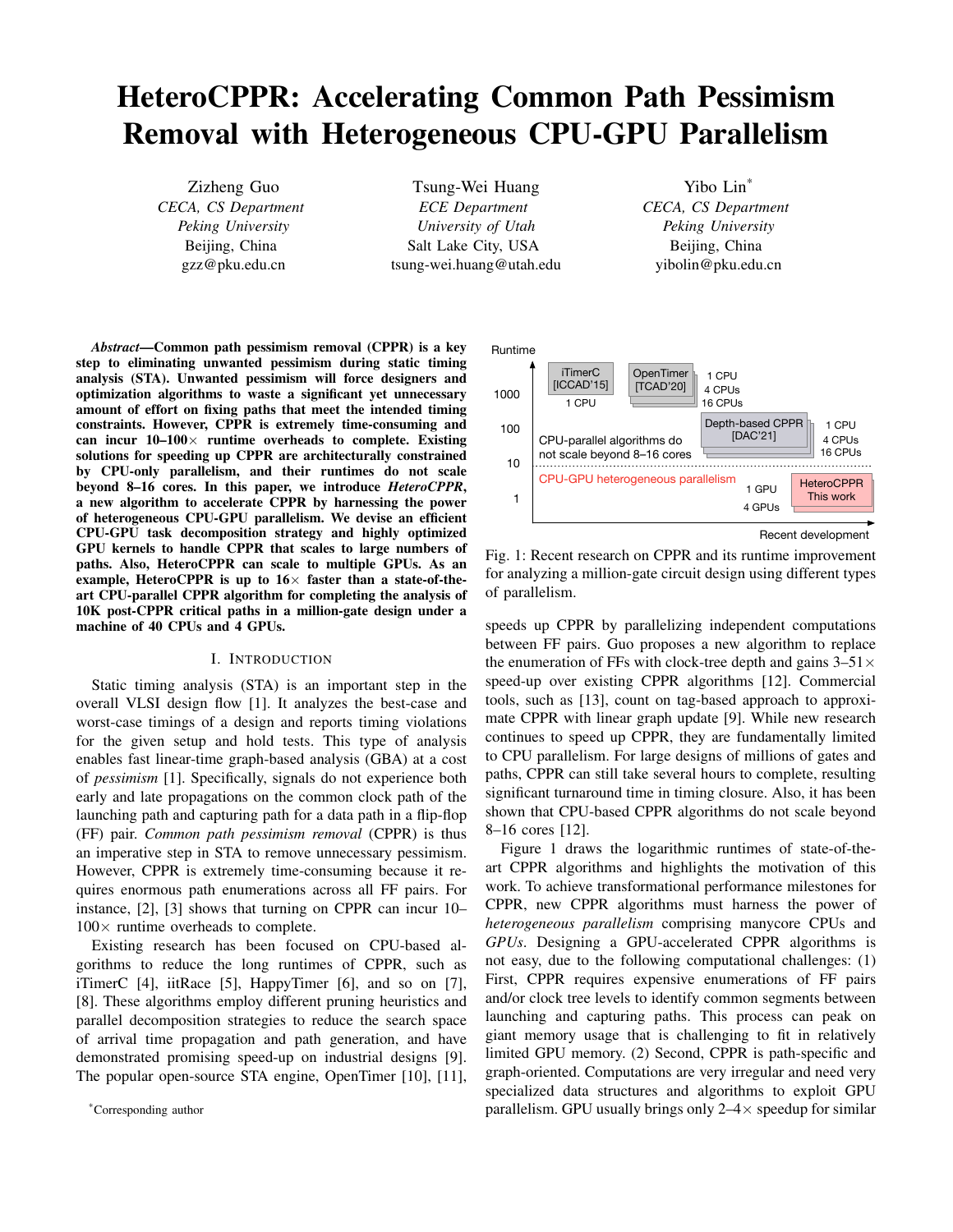# HeteroCPPR: Accelerating Common Path Pessimism Removal with Heterogeneous CPU-GPU Parallelism

Zizheng Guo
*CECA, CS Department*
*Peking University*
Beijing, China
gzz@pku.edu.cn

Tsung-Wei Huang
*ECE Department*
*University of Utah*
Salt Lake City, USA
tsung-wei.huang@utah.edu

Yibo Lin*
*CECA, CS Department*
*Peking University*
Beijing, China
yibolin@pku.edu.cn

***Abstract*—Common path pessimism removal (CPPR) is a key step to eliminating unwanted pessimism during static timing analysis (STA). Unwanted pessimism will force designers and optimization algorithms to waste a significant yet unnecessary amount of effort on fixing paths that meet the intended timing constraints. However, CPPR is extremely time-consuming and can incur 10–100× runtime overheads to complete. Existing solutions for speeding up CPPR are architecturally constrained by CPU-only parallelism, and their runtimes do not scale beyond 8–16 cores. In this paper, we introduce *HeteroCPPR*, a new algorithm to accelerate CPPR by harnessing the power of heterogeneous CPU-GPU parallelism. We devise an efficient CPU-GPU task decomposition strategy and highly optimized GPU kernels to handle CPPR that scales to large numbers of paths. Also, HeteroCPPR can scale to multiple GPUs. As an example, HeteroCPPR is up to 16× faster than a state-of-the-art CPU-parallel CPPR algorithm for completing the analysis of 10K post-CPPR critical paths in a million-gate design under a machine of 40 CPUs and 4 GPUs.**

## I. Introduction

Static timing analysis (STA) is an important step in the overall VLSI design flow [1]. It analyzes the best-case and worst-case timings of a design and reports timing violations for the given setup and hold tests. This type of analysis enables fast linear-time graph-based analysis (GBA) at a cost of *pessimism* [1]. Specifically, signals do not experience both early and late propagations on the common clock path of the launching path and capturing path for a data path in a flip-flop (FF) pair. *Common path pessimism removal* (CPPR) is thus an imperative step in STA to remove unnecessary pessimism. However, CPPR is extremely time-consuming because it requires enormous path enumerations across all FF pairs. For instance, [2], [3] shows that turning on CPPR can incur 10–100× runtime overheads to complete.

Existing research has been focused on CPU-based algorithms to reduce the long runtimes of CPPR, such as iTimerC [4], iitRace [5], HappyTimer [6], and so on [7], [8]. These algorithms employ different pruning heuristics and parallel decomposition strategies to reduce the search space of arrival time propagation and path generation, and have demonstrated promising speed-up on industrial designs [9]. The popular open-source STA engine, OpenTimer [10], [11], speeds up CPPR by parallelizing independent computations between FF pairs. Guo proposes a new algorithm to replace the enumeration of FFs with clock-tree depth and gains 3–51× speed-up over existing CPPR algorithms [12]. Commercial tools, such as [13], count on tag-based approach to approximate CPPR with linear graph update [9]. While new research continues to speed up CPPR, they are fundamentally limited to CPU parallelism. For large designs of millions of gates and paths, CPPR can still take several hours to complete, resulting significant turnaround time in timing closure. Also, it has been shown that CPU-based CPPR algorithms do not scale beyond 8–16 cores [12].

Fig. 1: Recent research on CPPR and its runtime improvement for analyzing a million-gate circuit design using different types of parallelism.

Figure 1 draws the logarithmic runtimes of state-of-the-art CPPR algorithms and highlights the motivation of this work. To achieve transformational performance milestones for CPPR, new CPPR algorithms must harness the power of *heterogeneous parallelism* comprising manycore CPUs and *GPUs*. Designing a GPU-accelerated CPPR algorithms is not easy, due to the following computational challenges: (1) First, CPPR requires expensive enumerations of FF pairs and/or clock tree levels to identify common segments between launching and capturing paths. This process can peak on giant memory usage that is challenging to fit in relatively limited GPU memory. (2) Second, CPPR is path-specific and graph-oriented. Computations are very irregular and need very specialized data structures and algorithms to exploit GPU parallelism. GPU usually brings only 2–4× speedup for similar

*Corresponding author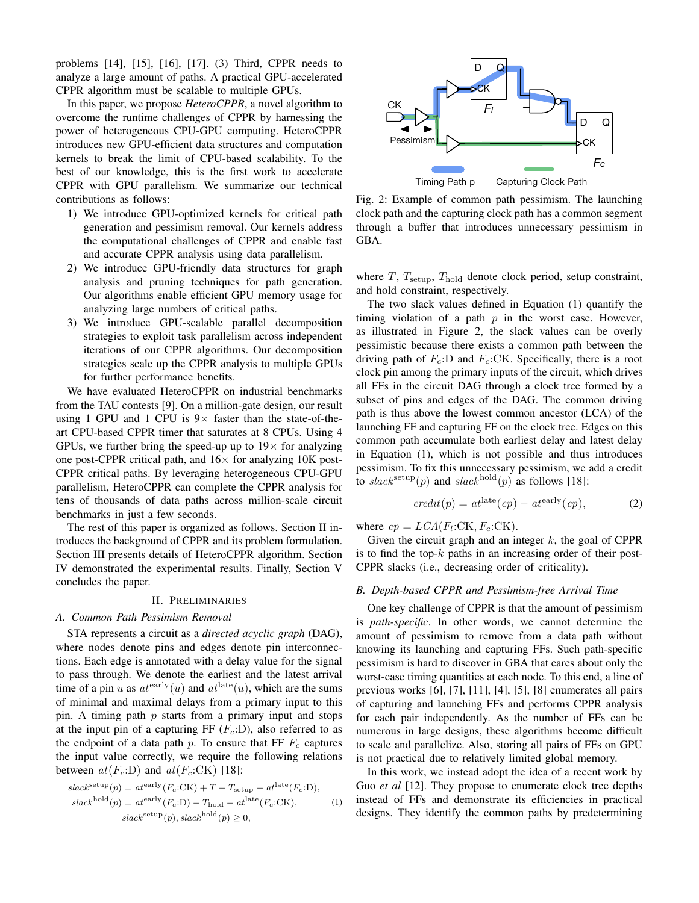problems [14], [15], [16], [17]. (3) Third, CPPR needs to analyze a large amount of paths. A practical GPU-accelerated CPPR algorithm must be scalable to multiple GPUs.

In this paper, we propose *HeteroCPPR*, a novel algorithm to overcome the runtime challenges of CPPR by harnessing the power of heterogeneous CPU-GPU computing. HeteroCPPR introduces new GPU-efficient data structures and computation kernels to break the limit of CPU-based scalability. To the best of our knowledge, this is the first work to accelerate CPPR with GPU parallelism. We summarize our technical contributions as follows:

1) We introduce GPU-optimized kernels for critical path generation and pessimism removal. Our kernels address the computational challenges of CPPR and enable fast and accurate CPPR analysis using data parallelism.
2) We introduce GPU-friendly data structures for graph analysis and pruning techniques for path generation. Our algorithms enable efficient GPU memory usage for analyzing large numbers of critical paths.
3) We introduce GPU-scalable parallel decomposition strategies to exploit task parallelism across independent iterations of our CPPR algorithms. Our decomposition strategies scale up the CPPR analysis to multiple GPUs for further performance benefits.

We have evaluated HeteroCPPR on industrial benchmarks from the TAU contests [9]. On a million-gate design, our result using 1 GPU and 1 CPU is 9× faster than the state-of-the-art CPU-based CPPR timer that saturates at 8 CPUs. Using 4 GPUs, we further bring the speed-up up to 19× for analyzing one post-CPPR critical path, and 16× for analyzing 10K post-CPPR critical paths. By leveraging heterogeneous CPU-GPU parallelism, HeteroCPPR can complete the CPPR analysis for tens of thousands of data paths across million-scale circuit benchmarks in just a few seconds.

The rest of this paper is organized as follows. Section II introduces the background of CPPR and its problem formulation. Section III presents details of HeteroCPPR algorithm. Section IV demonstrated the experimental results. Finally, Section V concludes the paper.

## II. Preliminaries

### A. Common Path Pessimism Removal

STA represents a circuit as a *directed acyclic graph* (DAG), where nodes denote pins and edges denote pin interconnections. Each edge is annotated with a delay value for the signal to pass through. We denote the earliest and the latest arrival time of a pin $u$ as $at^{\text{early}}(u)$ and $at^{\text{late}}(u)$, which are the sums of minimal and maximal delays from a primary input to this pin. A timing path $p$ starts from a primary input and stops at the input pin of a capturing FF ($F_c$:D), also referred to as the endpoint of a data path $p$. To ensure that FF $F_c$ captures the input value correctly, we require the following relations between $at(F_c\text{:D})$ and $at(F_c\text{:CK})$ [18]:

$$
\begin{aligned}
slack^{\text{setup}}(p) &= at^{\text{early}}(F_c\text{:CK}) + T - T_{\text{setup}} - at^{\text{late}}(F_c\text{:D}), \\
slack^{\text{hold}}(p) &= at^{\text{early}}(F_c\text{:D}) - T_{\text{hold}} - at^{\text{late}}(F_c\text{:CK}), \\
&slack^{\text{setup}}(p), slack^{\text{hold}}(p) \geq 0,
\end{aligned}
\tag{1}
$$

Fig. 2: Example of common path pessimism. The launching clock path and the capturing clock path has a common segment through a buffer that introduces unnecessary pessimism in GBA.

where $T$, $T_{\text{setup}}$, $T_{\text{hold}}$ denote clock period, setup constraint, and hold constraint, respectively.

The two slack values defined in Equation (1) quantify the timing violation of a path $p$ in the worst case. However, as illustrated in Figure 2, the slack values can be overly pessimistic because there exists a common path between the driving path of $F_c$:D and $F_c$:CK. Specifically, there is a root clock pin among the primary inputs of the circuit, which drives all FFs in the circuit DAG through a clock tree formed by a subset of pins and edges of the DAG. The common driving path is thus above the lowest common ancestor (LCA) of the launching FF and capturing FF on the clock tree. Edges on this common path accumulate both earliest delay and latest delay in Equation (1), which is not possible and thus introduces pessimism. To fix this unnecessary pessimism, we add a credit to $slack^{\text{setup}}(p)$ and $slack^{\text{hold}}(p)$ as follows [18]:

$$
credit(p) = at^{\text{late}}(cp) - at^{\text{early}}(cp), \tag{2}
$$

where $cp = LCA(F_l\text{:CK}, F_c\text{:CK})$.

Given the circuit graph and an integer $k$, the goal of CPPR is to find the top-$k$ paths in an increasing order of their post-CPPR slacks (i.e., decreasing order of criticality).

### B. Depth-based CPPR and Pessimism-free Arrival Time

One key challenge of CPPR is that the amount of pessimism is *path-specific*. In other words, we cannot determine the amount of pessimism to remove from a data path without knowing its launching and capturing FFs. Such path-specific pessimism is hard to discover in GBA that cares about only the worst-case timing quantities at each node. To this end, a line of previous works [6], [7], [11], [4], [5], [8] enumerates all pairs of capturing and launching FFs and performs CPPR analysis for each pair independently. As the number of FFs can be numerous in large designs, these algorithms become difficult to scale and parallelize. Also, storing all pairs of FFs on GPU is not practical due to relatively limited global memory.

In this work, we instead adopt the idea of a recent work by Guo *et al* [12]. They propose to enumerate clock tree depths instead of FFs and demonstrate its efficiencies in practical designs. They identify the common paths by predetermining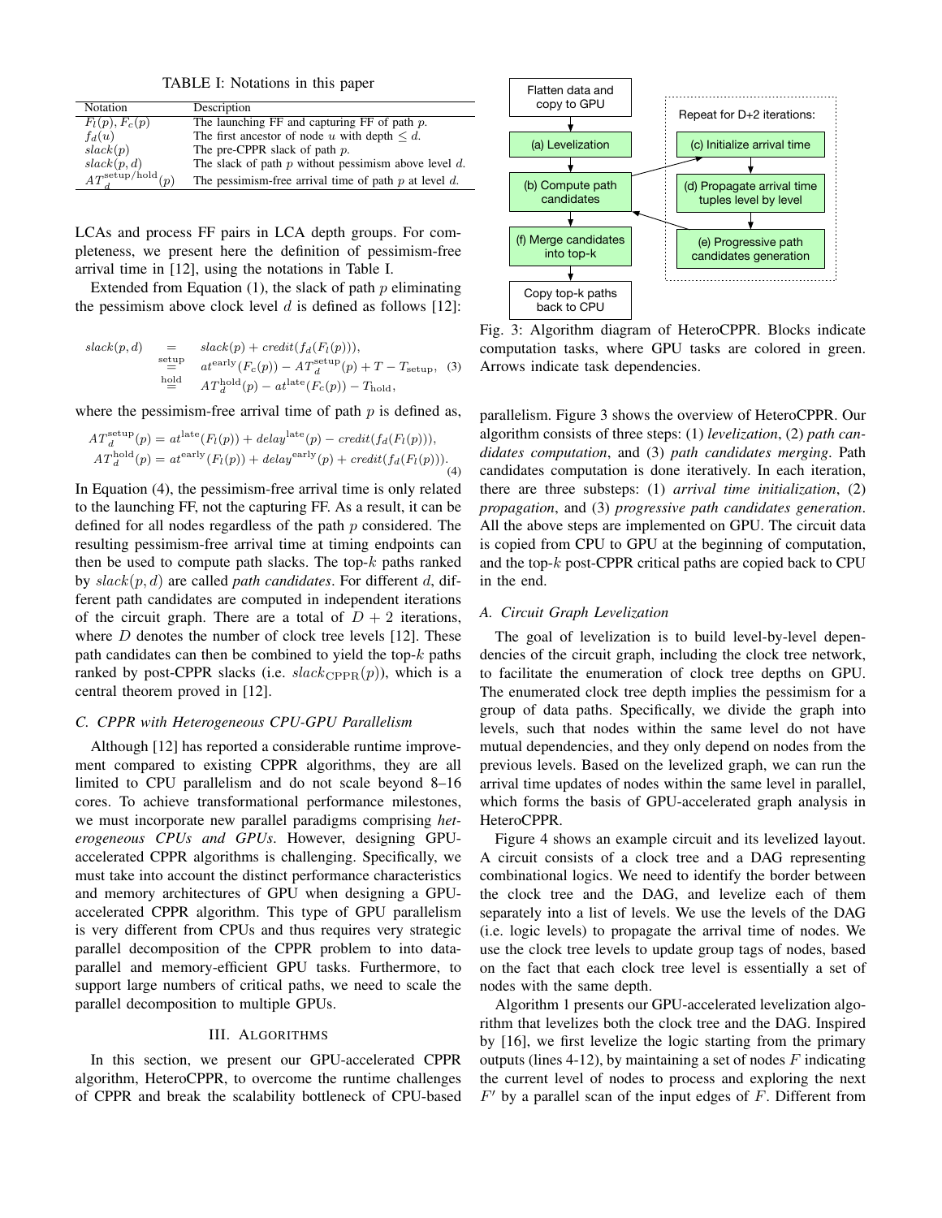TABLE I: Notations in this paper

| Notation | Description |
|---|---|
| $F_l(p), F_c(p)$ | The launching FF and capturing FF of path $p$. |
| $f_d(u)$ | The first ancestor of node $u$ with depth $\leq d$. |
| $slack(p)$ | The pre-CPPR slack of path $p$. |
| $slack(p, d)$ | The slack of path $p$ without pessimism above level $d$. |
| $AT_d^{\text{setup/hold}}(p)$ | The pessimism-free arrival time of path $p$ at level $d$. |

LCAs and process FF pairs in LCA depth groups. For completeness, we present here the definition of pessimism-free arrival time in [12], using the notations in Table I.

Extended from Equation (1), the slack of path $p$ eliminating the pessimism above clock level $d$ is defined as follows [12]:

$$\begin{aligned} slack(p,d) &= slack(p) + credit(f_d(F_l(p))), \\ &\overset{\text{setup}}{=} at^{\text{early}}(F_c(p)) - AT_d^{\text{setup}}(p) + T - T_{\text{setup}}, \\ &\overset{\text{hold}}{=} AT_d^{\text{hold}}(p) - at^{\text{late}}(F_c(p)) - T_{\text{hold}}, \end{aligned} \quad (3)$$

where the pessimism-free arrival time of path $p$ is defined as,

$$\begin{aligned} AT_d^{\text{setup}}(p) &= at^{\text{late}}(F_l(p)) + delay^{\text{late}}(p) - credit(f_d(F_l(p))), \\ AT_d^{\text{hold}}(p) &= at^{\text{early}}(F_l(p)) + delay^{\text{early}}(p) + credit(f_d(F_l(p))). \end{aligned} \quad (4)$$

In Equation (4), the pessimism-free arrival time is only related to the launching FF, not the capturing FF. As a result, it can be defined for all nodes regardless of the path $p$ considered. The resulting pessimism-free arrival time at timing endpoints can then be used to compute path slacks. The top-$k$ paths ranked by $slack(p, d)$ are called *path candidates*. For different $d$, different path candidates are computed in independent iterations of the circuit graph. There are a total of $D + 2$ iterations, where $D$ denotes the number of clock tree levels [12]. These path candidates can then be combined to yield the top-$k$ paths ranked by post-CPPR slacks (i.e. $slack_{\text{CPPR}}(p)$), which is a central theorem proved in [12].

### C. CPPR with Heterogeneous CPU-GPU Parallelism

Although [12] has reported a considerable runtime improvement compared to existing CPPR algorithms, they are all limited to CPU parallelism and do not scale beyond 8–16 cores. To achieve transformational performance milestones, we must incorporate new parallel paradigms comprising *heterogeneous CPUs and GPUs*. However, designing GPU-accelerated CPPR algorithms is challenging. Specifically, we must take into account the distinct performance characteristics and memory architectures of GPU when designing a GPU-accelerated CPPR algorithm. This type of GPU parallelism is very different from CPUs and thus requires very strategic parallel decomposition of the CPPR problem to into data-parallel and memory-efficient GPU tasks. Furthermore, to support large numbers of critical paths, we need to scale the parallel decomposition to multiple GPUs.

## III. Algorithms

In this section, we present our GPU-accelerated CPPR algorithm, HeteroCPPR, to overcome the runtime challenges of CPPR and break the scalability bottleneck of CPU-based parallelism. Figure 3 shows the overview of HeteroCPPR. Our algorithm consists of three steps: (1) *levelization*, (2) *path candidates computation*, and (3) *path candidates merging*. Path candidates computation is done iteratively. In each iteration, there are three substeps: (1) *arrival time initialization*, (2) *propagation*, and (3) *progressive path candidates generation*. All the above steps are implemented on GPU. The circuit data is copied from CPU to GPU at the beginning of computation, and the top-$k$ post-CPPR critical paths are copied back to CPU in the end.

Flatten data and copy to GPU → (a) Levelization → (b) Compute path candidates → (f) Merge candidates into top-k → Copy top-k paths back to CPU

Repeat for D+2 iterations: (c) Initialize arrival time → (d) Propagate arrival time tuples level by level → (e) Progressive path candidates generation

Fig. 3: Algorithm diagram of HeteroCPPR. Blocks indicate computation tasks, where GPU tasks are colored in green. Arrows indicate task dependencies.

### A. Circuit Graph Levelization

The goal of levelization is to build level-by-level dependencies of the circuit graph, including the clock tree network, to facilitate the enumeration of clock tree depths on GPU. The enumerated clock tree depth implies the pessimism for a group of data paths. Specifically, we divide the graph into levels, such that nodes within the same level do not have mutual dependencies, and they only depend on nodes from the previous levels. Based on the levelized graph, we can run the arrival time updates of nodes within the same level in parallel, which forms the basis of GPU-accelerated graph analysis in HeteroCPPR.

Figure 4 shows an example circuit and its levelized layout. A circuit consists of a clock tree and a DAG representing combinational logics. We need to identify the border between the clock tree and the DAG, and levelize each of them separately into a list of levels. We use the levels of the DAG (i.e. logic levels) to propagate the arrival time of nodes. We use the clock tree levels to update group tags of nodes, based on the fact that each clock tree level is essentially a set of nodes with the same depth.

Algorithm 1 presents our GPU-accelerated levelization algorithm that levelizes both the clock tree and the DAG. Inspired by [16], we first levelize the logic starting from the primary outputs (lines 4-12), by maintaining a set of nodes $F$ indicating the current level of nodes to process and exploring the next $F'$ by a parallel scan of the input edges of $F$. Different from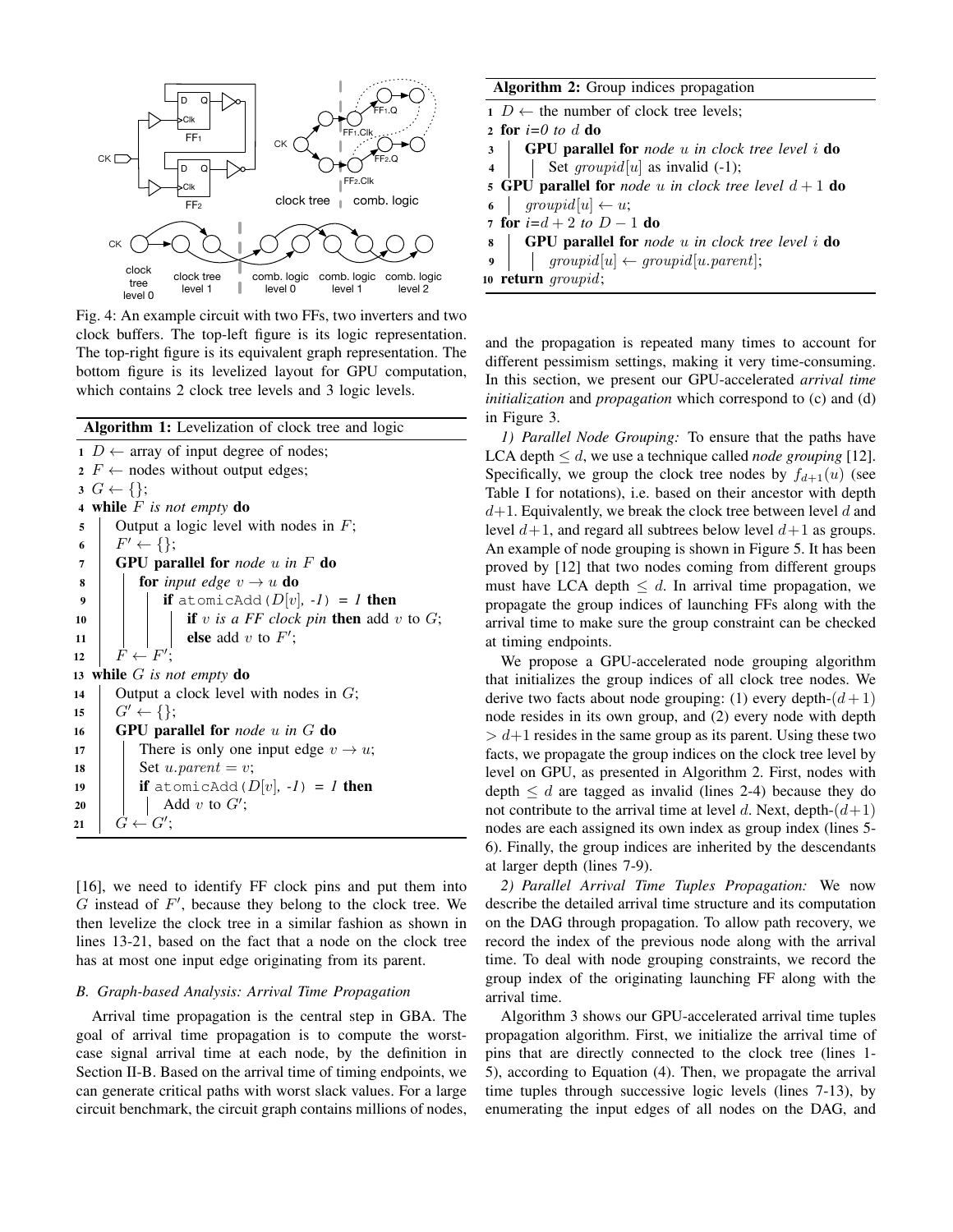Fig. 4: An example circuit with two FFs, two inverters and two clock buffers. The top-left figure is its logic representation. The top-right figure is its equivalent graph representation. The bottom figure is its levelized layout for GPU computation, which contains 2 clock tree levels and 3 logic levels.

**Algorithm 1:** Levelization of clock tree and logic

```
1  D ← array of input degree of nodes;
2  F ← nodes without output edges;
3  G ← {};
4  while F is not empty do
5      Output a logic level with nodes in F;
6      F' ← {};
7      GPU parallel for node u in F do
8          for input edge v → u do
9              if atomicAdd(D[v], -1) = 1 then
10                 if v is a FF clock pin then add v to G;
11                 else add v to F';
12     F ← F';
13 while G is not empty do
14     Output a clock level with nodes in G;
15     G' ← {};
16     GPU parallel for node u in G do
17         There is only one input edge v → u;
18         Set u.parent = v;
19         if atomicAdd(D[v], -1) = 1 then
20             Add v to G';
21     G ← G';
```

[16], we need to identify FF clock pins and put them into $G$ instead of $F'$, because they belong to the clock tree. We then levelize the clock tree in a similar fashion as shown in lines 13-21, based on the fact that a node on the clock tree has at most one input edge originating from its parent.

### *B. Graph-based Analysis: Arrival Time Propagation*

Arrival time propagation is the central step in GBA. The goal of arrival time propagation is to compute the worst-case signal arrival time at each node, by the definition in Section II-B. Based on the arrival time of timing endpoints, we can generate critical paths with worst slack values. For a large circuit benchmark, the circuit graph contains millions of nodes, and the propagation is repeated many times to account for different pessimism settings, making it very time-consuming. In this section, we present our GPU-accelerated *arrival time initialization* and *propagation* which correspond to (c) and (d) in Figure 3.

**Algorithm 2:** Group indices propagation

```
1  D ← the number of clock tree levels;
2  for i=0 to d do
3      GPU parallel for node u in clock tree level i do
4          Set groupid[u] as invalid (-1);
5  GPU parallel for node u in clock tree level d + 1 do
6      groupid[u] ← u;
7  for i=d + 2 to D − 1 do
8      GPU parallel for node u in clock tree level i do
9          groupid[u] ← groupid[u.parent];
10 return groupid;
```

*1) Parallel Node Grouping:* To ensure that the paths have LCA depth $\leq d$, we use a technique called *node grouping* [12]. Specifically, we group the clock tree nodes by $f_{d+1}(u)$ (see Table I for notations), i.e. based on their ancestor with depth $d+1$. Equivalently, we break the clock tree between level $d$ and level $d+1$, and regard all subtrees below level $d+1$ as groups. An example of node grouping is shown in Figure 5. It has been proved by [12] that two nodes coming from different groups must have LCA depth $\leq d$. In arrival time propagation, we propagate the group indices of launching FFs along with the arrival time to make sure the group constraint can be checked at timing endpoints.

We propose a GPU-accelerated node grouping algorithm that initializes the group indices of all clock tree nodes. We derive two facts about node grouping: (1) every depth-$(d+1)$ node resides in its own group, and (2) every node with depth $> d+1$ resides in the same group as its parent. Using these two facts, we propagate the group indices on the clock tree level by level on GPU, as presented in Algorithm 2. First, nodes with depth $\leq d$ are tagged as invalid (lines 2-4) because they do not contribute to the arrival time at level $d$. Next, depth-$(d+1)$ nodes are each assigned its own index as group index (lines 5-6). Finally, the group indices are inherited by the descendants at larger depth (lines 7-9).

*2) Parallel Arrival Time Tuples Propagation:* We now describe the detailed arrival time structure and its computation on the DAG through propagation. To allow path recovery, we record the index of the previous node along with the arrival time. To deal with node grouping constraints, we record the group index of the originating launching FF along with the arrival time.

Algorithm 3 shows our GPU-accelerated arrival time tuples propagation algorithm. First, we initialize the arrival time of pins that are directly connected to the clock tree (lines 1-5), according to Equation (4). Then, we propagate the arrival time tuples through successive logic levels (lines 7-13), by enumerating the input edges of all nodes on the DAG, and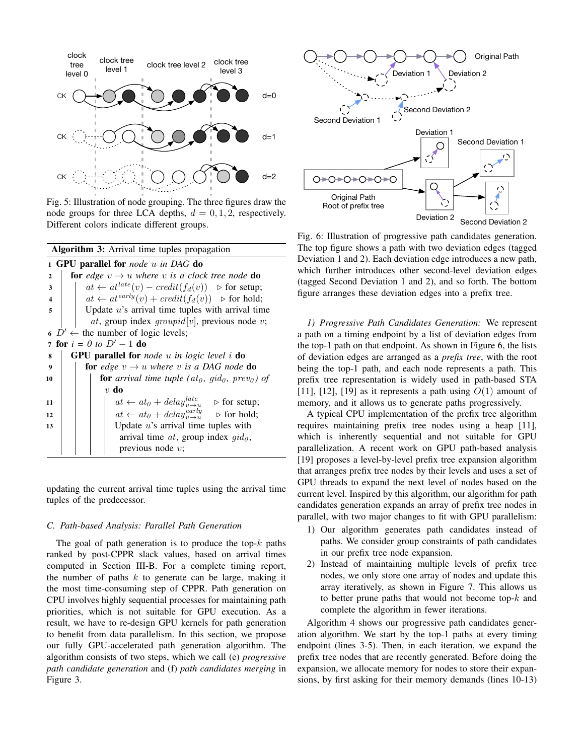Fig. 5: Illustration of node grouping. The three figures draw the node groups for three LCA depths, $d = 0, 1, 2$, respectively. Different colors indicate different groups.

**Algorithm 3:** Arrival time tuples propagation

```
1  GPU parallel for node u in DAG do
2  |  for edge v → u where v is a clock tree node do
3  |  |  at ← at^late(v) − credit(f_d(v))    ▷ for setup;
4  |  |  at ← at^early(v) + credit(f_d(v))   ▷ for hold;
5  |  |  Update u's arrival time tuples with arrival time
   |  |    at, group index groupid[v], previous node v;
6  D' ← the number of logic levels;
7  for i = 0 to D' − 1 do
8  |  GPU parallel for node u in logic level i do
9  |  |  for edge v → u where v is a DAG node do
10 |  |  |  for arrival time tuple (at_0, gid_0, prev_0) of
   |  |  |    v do
11 |  |  |  |  at ← at_0 + delay^late_{v→u}    ▷ for setup;
12 |  |  |  |  at ← at_0 + delay^early_{v→u}   ▷ for hold;
13 |  |  |  |  Update u's arrival time tuples with
   |  |  |  |    arrival time at, group index gid_0,
   |  |  |  |    previous node v;
```

updating the current arrival time tuples using the arrival time tuples of the predecessor.

### C. Path-based Analysis: Parallel Path Generation

The goal of path generation is to produce the top-$k$ paths ranked by post-CPPR slack values, based on arrival times computed in Section III-B. For a complete timing report, the number of paths $k$ to generate can be large, making it the most time-consuming step of CPPR. Path generation on CPU involves highly sequential processes for maintaining path priorities, which is not suitable for GPU execution. As a result, we have to re-design GPU kernels for path generation to benefit from data parallelism. In this section, we propose our fully GPU-accelerated path generation algorithm. The algorithm consists of two steps, which we call (e) *progressive path candidate generation* and (f) *path candidates merging* in Figure 3.

Fig. 6: Illustration of progressive path candidates generation. The top figure shows a path with two deviation edges (tagged Deviation 1 and 2). Each deviation edge introduces a new path, which further introduces other second-level deviation edges (tagged Second Deviation 1 and 2), and so forth. The bottom figure arranges these deviation edges into a prefix tree.

*1) Progressive Path Candidates Generation:* We represent a path on a timing endpoint by a list of deviation edges from the top-1 path on that endpoint. As shown in Figure 6, the lists of deviation edges are arranged as a *prefix tree*, with the root being the top-1 path, and each node represents a path. This prefix tree representation is widely used in path-based STA [11], [12], [19] as it represents a path using $O(1)$ amount of memory, and it allows us to generate paths progressively.

A typical CPU implementation of the prefix tree algorithm requires maintaining prefix tree nodes using a heap [11], which is inherently sequential and not suitable for GPU parallelization. A recent work on GPU path-based analysis [19] proposes a level-by-level prefix tree expansion algorithm that arranges prefix tree nodes by their levels and uses a set of GPU threads to expand the next level of nodes based on the current level. Inspired by this algorithm, our algorithm for path candidates generation expands an array of prefix tree nodes in parallel, with two major changes to fit with GPU parallelism:

1) Our algorithm generates path candidates instead of paths. We consider group constraints of path candidates in our prefix tree node expansion.
2) Instead of maintaining multiple levels of prefix tree nodes, we only store one array of nodes and update this array iteratively, as shown in Figure 7. This allows us to better prune paths that would not become top-$k$ and complete the algorithm in fewer iterations.

Algorithm 4 shows our progressive path candidates generation algorithm. We start by the top-1 paths at every timing endpoint (lines 3-5). Then, in each iteration, we expand the prefix tree nodes that are recently generated. Before doing the expansion, we allocate memory for nodes to store their expansions, by first asking for their memory demands (lines 10-13)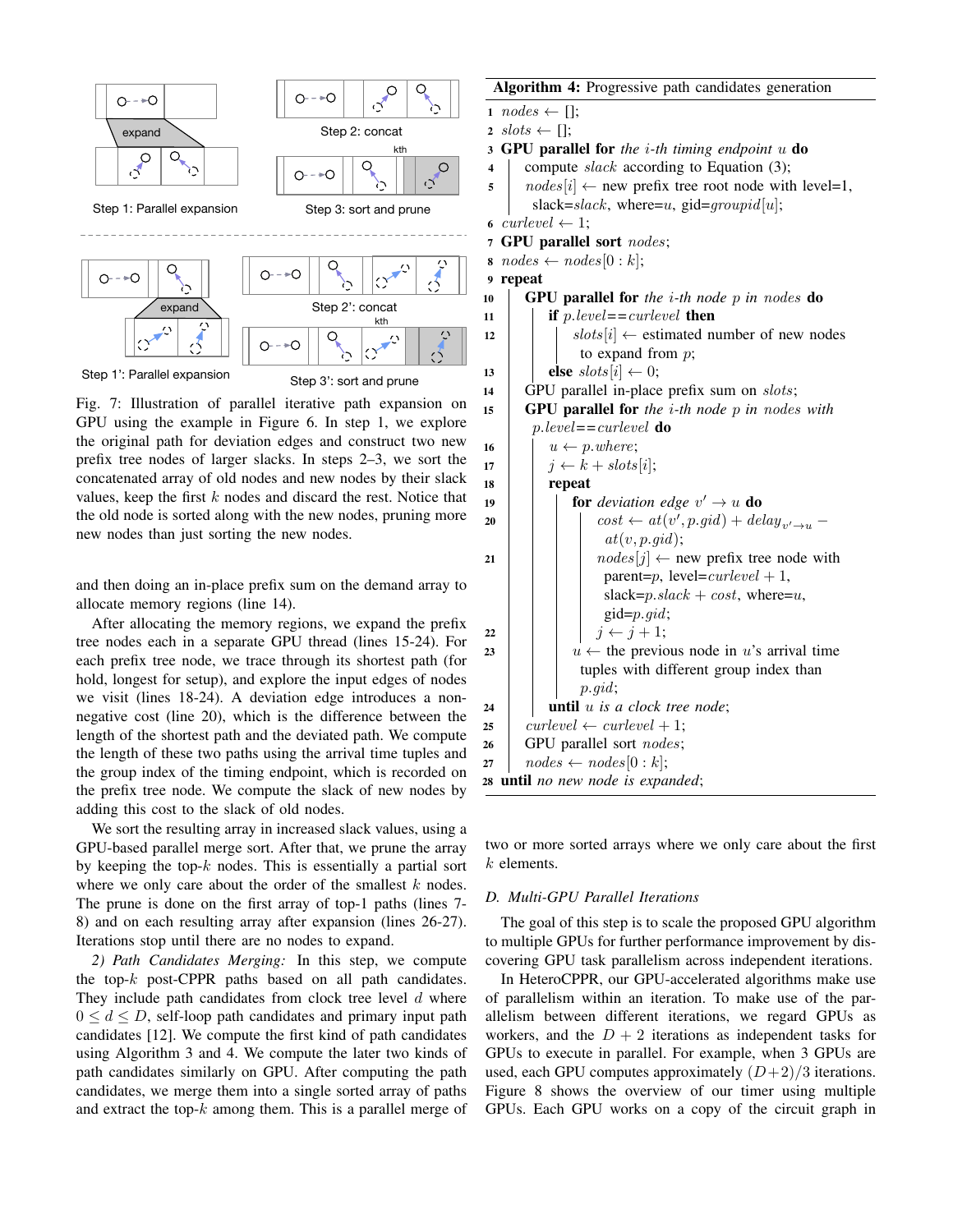Step 1: Parallel expansion

Step 2: concat

Step 3: sort and prune

Step 1': Parallel expansion

Step 2': concat

Step 3': sort and prune

Fig. 7: Illustration of parallel iterative path expansion on GPU using the example in Figure 6. In step 1, we explore the original path for deviation edges and construct two new prefix tree nodes of larger slacks. In steps 2–3, we sort the concatenated array of old nodes and new nodes by their slack values, keep the first $k$ nodes and discard the rest. Notice that the old node is sorted along with the new nodes, pruning more new nodes than just sorting the new nodes.

and then doing an in-place prefix sum on the demand array to allocate memory regions (line 14).

After allocating the memory regions, we expand the prefix tree nodes each in a separate GPU thread (lines 15-24). For each prefix tree node, we trace through its shortest path (for hold, longest for setup), and explore the input edges of nodes we visit (lines 18-24). A deviation edge introduces a non-negative cost (line 20), which is the difference between the length of the shortest path and the deviated path. We compute the length of these two paths using the arrival time tuples and the group index of the timing endpoint, which is recorded on the prefix tree node. We compute the slack of new nodes by adding this cost to the slack of old nodes.

We sort the resulting array in increased slack values, using a GPU-based parallel merge sort. After that, we prune the array by keeping the top-$k$ nodes. This is essentially a partial sort where we only care about the order of the smallest $k$ nodes. The prune is done on the first array of top-1 paths (lines 7-8) and on each resulting array after expansion (lines 26-27). Iterations stop until there are no nodes to expand.

*2) Path Candidates Merging:* In this step, we compute the top-$k$ post-CPPR paths based on all path candidates. They include path candidates from clock tree level $d$ where $0 \le d \le D$, self-loop path candidates and primary input path candidates [12]. We compute the first kind of path candidates using Algorithm 3 and 4. We compute the later two kinds of path candidates similarly on GPU. After computing the path candidates, we merge them into a single sorted array of paths and extract the top-$k$ among them. This is a parallel merge of

**Algorithm 4:** Progressive path candidates generation

```
1  nodes ← [];
2  slots ← [];
3  GPU parallel for the i-th timing endpoint u do
4      compute slack according to Equation (3);
5      nodes[i] ← new prefix tree root node with level=1,
         slack=slack, where=u, gid=groupid[u];
6  curlevel ← 1;
7  GPU parallel sort nodes;
8  nodes ← nodes[0 : k];
9  repeat
10     GPU parallel for the i-th node p in nodes do
11         if p.level==curlevel then
12             slots[i] ← estimated number of new nodes
                 to expand from p;
13         else slots[i] ← 0;
14     GPU parallel in-place prefix sum on slots;
15     GPU parallel for the i-th node p in nodes with
         p.level==curlevel do
16         u ← p.where;
17         j ← k + slots[i];
18         repeat
19             for deviation edge v' → u do
20                 cost ← at(v', p.gid) + delay_{v'→u} −
                     at(v, p.gid);
21                 nodes[j] ← new prefix tree node with
                     parent=p, level=curlevel + 1,
                     slack=p.slack + cost, where=u,
                     gid=p.gid;
22                 j ← j + 1;
23             u ← the previous node in u's arrival time
                 tuples with different group index than
                 p.gid;
24         until u is a clock tree node;
25     curlevel ← curlevel + 1;
26     GPU parallel sort nodes;
27     nodes ← nodes[0 : k];
28 until no new node is expanded;
```

two or more sorted arrays where we only care about the first $k$ elements.

### D. Multi-GPU Parallel Iterations

The goal of this step is to scale the proposed GPU algorithm to multiple GPUs for further performance improvement by discovering GPU task parallelism across independent iterations.

In HeteroCPPR, our GPU-accelerated algorithms make use of parallelism within an iteration. To make use of the parallelism between different iterations, we regard GPUs as workers, and the $D + 2$ iterations as independent tasks for GPUs to execute in parallel. For example, when 3 GPUs are used, each GPU computes approximately $(D+2)/3$ iterations. Figure 8 shows the overview of our timer using multiple GPUs. Each GPU works on a copy of the circuit graph in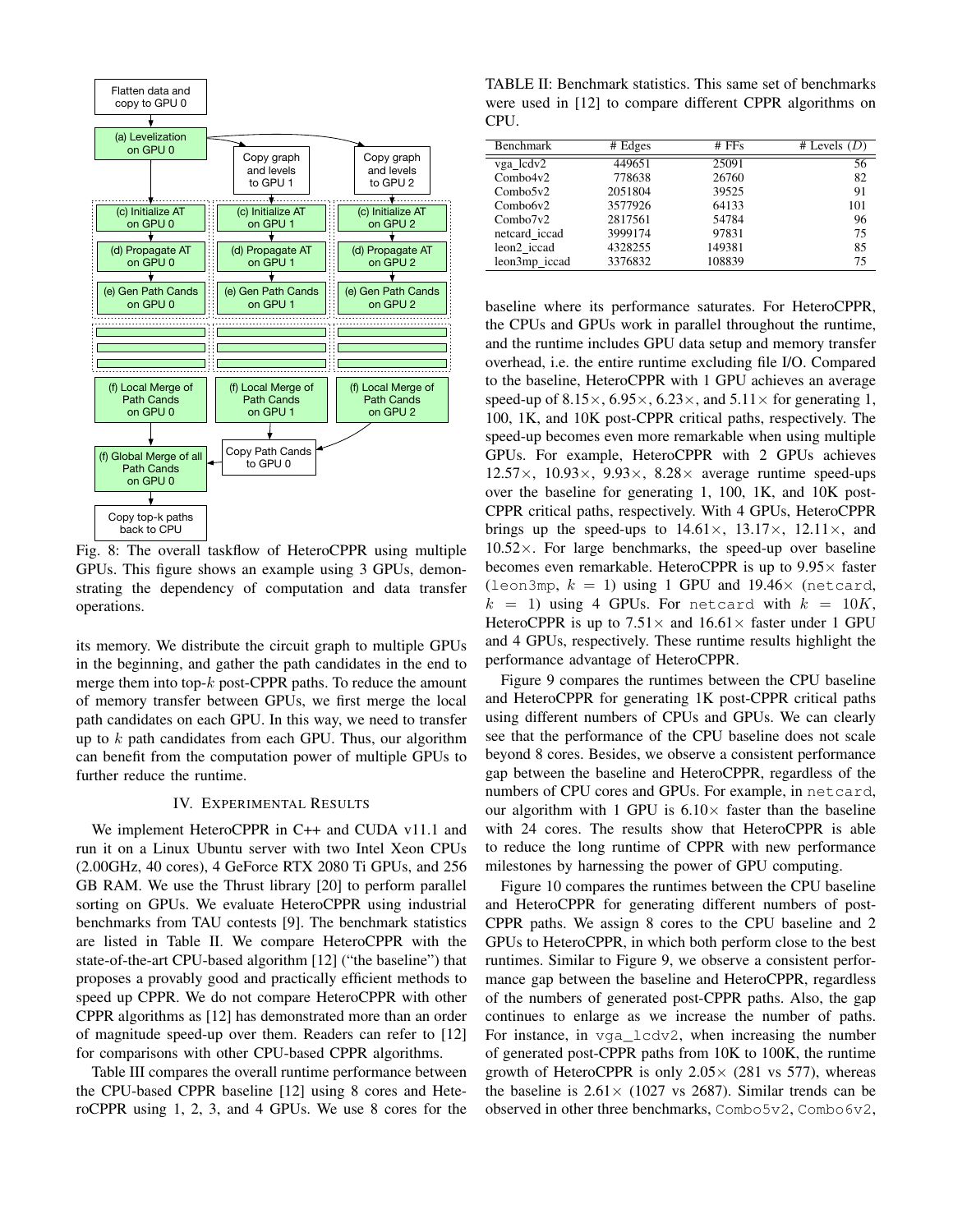Fig. 8: The overall taskflow of HeteroCPPR using multiple GPUs. This figure shows an example using 3 GPUs, demonstrating the dependency of computation and data transfer operations.

its memory. We distribute the circuit graph to multiple GPUs in the beginning, and gather the path candidates in the end to merge them into top-$k$ post-CPPR paths. To reduce the amount of memory transfer between GPUs, we first merge the local path candidates on each GPU. In this way, we need to transfer up to $k$ path candidates from each GPU. Thus, our algorithm can benefit from the computation power of multiple GPUs to further reduce the runtime.

## IV. Experimental Results

We implement HeteroCPPR in C++ and CUDA v11.1 and run it on a Linux Ubuntu server with two Intel Xeon CPUs (2.00GHz, 40 cores), 4 GeForce RTX 2080 Ti GPUs, and 256 GB RAM. We use the Thrust library [20] to perform parallel sorting on GPUs. We evaluate HeteroCPPR using industrial benchmarks from TAU contests [9]. The benchmark statistics are listed in Table II. We compare HeteroCPPR with the state-of-the-art CPU-based algorithm [12] ("the baseline") that proposes a provably good and practically efficient methods to speed up CPPR. We do not compare HeteroCPPR with other CPPR algorithms as [12] has demonstrated more than an order of magnitude speed-up over them. Readers can refer to [12] for comparisons with other CPU-based CPPR algorithms.

Table III compares the overall runtime performance between the CPU-based CPPR baseline [12] using 8 cores and HeteroCPPR using 1, 2, 3, and 4 GPUs. We use 8 cores for the baseline where its performance saturates. For HeteroCPPR, the CPUs and GPUs work in parallel throughout the runtime, and the runtime includes GPU data setup and memory transfer overhead, i.e. the entire runtime excluding file I/O. Compared to the baseline, HeteroCPPR with 1 GPU achieves an average speed-up of 8.15×, 6.95×, 6.23×, and 5.11× for generating 1, 100, 1K, and 10K post-CPPR critical paths, respectively. The speed-up becomes even more remarkable when using multiple GPUs. For example, HeteroCPPR with 2 GPUs achieves 12.57×, 10.93×, 9.93×, 8.28× average runtime speed-ups over the baseline for generating 1, 100, 1K, and 10K post-CPPR critical paths, respectively. With 4 GPUs, HeteroCPPR brings up the speed-ups to 14.61×, 13.17×, 12.11×, and 10.52×. For large benchmarks, the speed-up over baseline becomes even remarkable. HeteroCPPR is up to 9.95× faster (leon3mp, $k = 1$) using 1 GPU and 19.46× (netcard, $k = 1$) using 4 GPUs. For netcard with $k = 10K$, HeteroCPPR is up to 7.51× and 16.61× faster under 1 GPU and 4 GPUs, respectively. These runtime results highlight the performance advantage of HeteroCPPR.

TABLE II: Benchmark statistics. This same set of benchmarks were used in [12] to compare different CPPR algorithms on CPU.

| Benchmark | # Edges | # FFs | # Levels ($D$) |
|---|---|---|---|
| vga_lcdv2 | 449651 | 25091 | 56 |
| Combo4v2 | 778638 | 26760 | 82 |
| Combo5v2 | 2051804 | 39525 | 91 |
| Combo6v2 | 3577926 | 64133 | 101 |
| Combo7v2 | 2817561 | 54784 | 96 |
| netcard_iccad | 3999174 | 97831 | 75 |
| leon2_iccad | 4328255 | 149381 | 85 |
| leon3mp_iccad | 3376832 | 108839 | 75 |

Figure 9 compares the runtimes between the CPU baseline and HeteroCPPR for generating 1K post-CPPR critical paths using different numbers of CPUs and GPUs. We can clearly see that the performance of the CPU baseline does not scale beyond 8 cores. Besides, we observe a consistent performance gap between the baseline and HeteroCPPR, regardless of the numbers of CPU cores and GPUs. For example, in netcard, our algorithm with 1 GPU is 6.10× faster than the baseline with 24 cores. The results show that HeteroCPPR is able to reduce the long runtime of CPPR with new performance milestones by harnessing the power of GPU computing.

Figure 10 compares the runtimes between the CPU baseline and HeteroCPPR for generating different numbers of post-CPPR paths. We assign 8 cores to the CPU baseline and 2 GPUs to HeteroCPPR, in which both perform close to the best runtimes. Similar to Figure 9, we observe a consistent performance gap between the baseline and HeteroCPPR, regardless of the numbers of generated post-CPPR paths. Also, the gap continues to enlarge as we increase the number of paths. For instance, in vga_lcdv2, when increasing the number of generated post-CPPR paths from 10K to 100K, the runtime growth of HeteroCPPR is only 2.05× (281 vs 577), whereas the baseline is 2.61× (1027 vs 2687). Similar trends can be observed in other three benchmarks, Combo5v2, Combo6v2,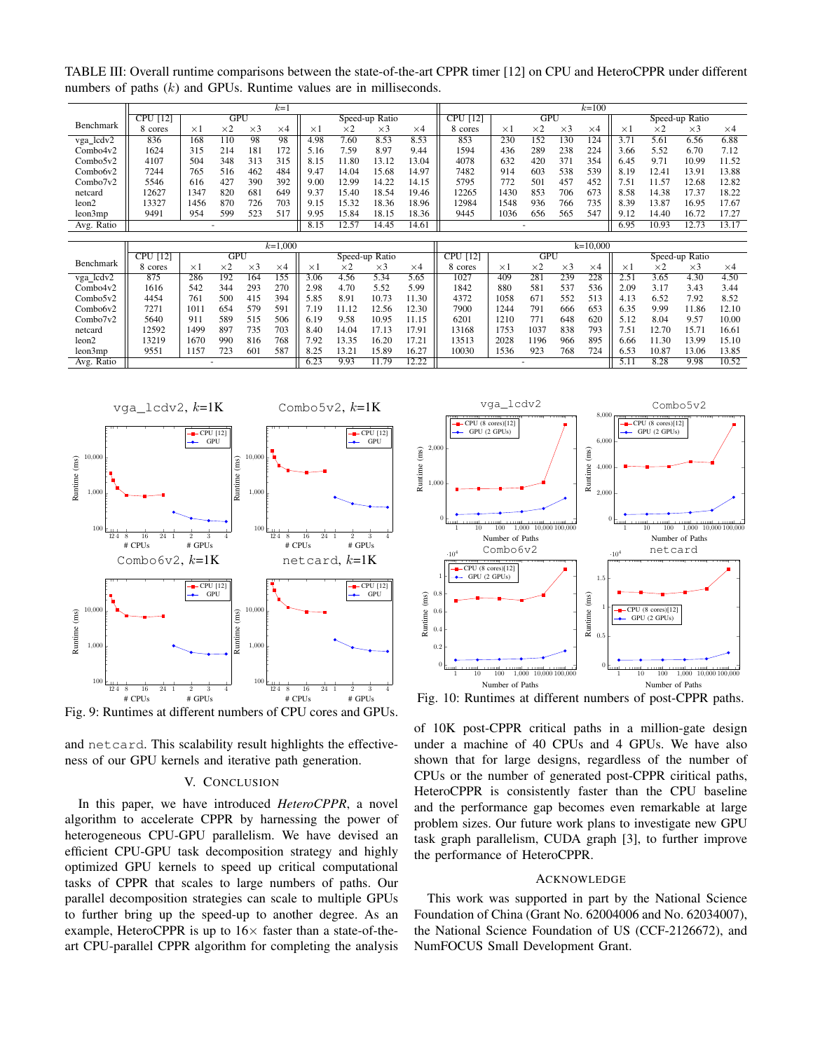TABLE III: Overall runtime comparisons between the state-of-the-art CPPR timer [12] on CPU and HeteroCPPR under different numbers of paths ($k$) and GPUs. Runtime values are in milliseconds.

| Benchmark | $k$=1 | | | | | | | | | $k$=100 | | | | | | | | |
|---|---|---|---|---|---|---|---|---|---|---|---|---|---|---|---|---|---|---|
| | CPU [12] | GPU | | | | Speed-up Ratio | | | | CPU [12] | GPU | | | | Speed-up Ratio | | | |
| | 8 cores | ×1 | ×2 | ×3 | ×4 | ×1 | ×2 | ×3 | ×4 | 8 cores | ×1 | ×2 | ×3 | ×4 | ×1 | ×2 | ×3 | ×4 |
| vga_lcdv2 | 836 | 168 | 110 | 98 | 98 | 4.98 | 7.60 | 8.53 | 8.53 | 853 | 230 | 152 | 130 | 124 | 3.71 | 5.61 | 6.56 | 6.88 |
| Combo4v2 | 1624 | 315 | 214 | 181 | 172 | 5.16 | 7.59 | 8.97 | 9.44 | 1594 | 436 | 289 | 238 | 224 | 3.66 | 5.52 | 6.70 | 7.12 |
| Combo5v2 | 4107 | 504 | 348 | 313 | 315 | 8.15 | 11.80 | 13.12 | 13.04 | 4078 | 632 | 420 | 371 | 354 | 6.45 | 9.71 | 10.99 | 11.52 |
| Combo6v2 | 7244 | 765 | 516 | 462 | 484 | 9.47 | 14.04 | 15.68 | 14.97 | 7482 | 914 | 603 | 538 | 539 | 8.19 | 12.41 | 13.91 | 13.88 |
| Combo7v2 | 5546 | 616 | 427 | 390 | 392 | 9.00 | 12.99 | 14.22 | 14.15 | 5795 | 772 | 501 | 457 | 452 | 7.51 | 11.57 | 12.68 | 12.82 |
| netcard | 12627 | 1347 | 820 | 681 | 649 | 9.37 | 15.40 | 18.54 | 19.46 | 12265 | 1430 | 853 | 706 | 673 | 8.58 | 14.38 | 17.37 | 18.22 |
| leon2 | 13327 | 1456 | 870 | 726 | 703 | 9.15 | 15.32 | 18.36 | 18.96 | 12984 | 1548 | 936 | 766 | 735 | 8.39 | 13.87 | 16.95 | 17.67 |
| leon3mp | 9491 | 954 | 599 | 523 | 517 | 9.95 | 15.84 | 18.15 | 18.36 | 9445 | 1036 | 656 | 565 | 547 | 9.12 | 14.40 | 16.72 | 17.27 |
| Avg. Ratio | - | | | | | 8.15 | 12.57 | 14.45 | 14.61 | - | | | | | 6.95 | 10.93 | 12.73 | 13.17 |

| Benchmark | $k$=1,000 | | | | | | | | | $k$=10,000 | | | | | | | | |
|---|---|---|---|---|---|---|---|---|---|---|---|---|---|---|---|---|---|---|
| | CPU [12] | GPU | | | | Speed-up Ratio | | | | CPU [12] | GPU | | | | Speed-up Ratio | | | |
| | 8 cores | ×1 | ×2 | ×3 | ×4 | ×1 | ×2 | ×3 | ×4 | 8 cores | ×1 | ×2 | ×3 | ×4 | ×1 | ×2 | ×3 | ×4 |
| vga_lcdv2 | 875 | 286 | 192 | 164 | 155 | 3.06 | 4.56 | 5.34 | 5.65 | 1027 | 409 | 281 | 239 | 228 | 2.51 | 3.65 | 4.30 | 4.50 |
| Combo4v2 | 1616 | 542 | 344 | 293 | 270 | 2.98 | 4.70 | 5.52 | 5.99 | 1842 | 880 | 581 | 537 | 536 | 2.09 | 3.17 | 3.43 | 3.44 |
| Combo5v2 | 4454 | 761 | 500 | 415 | 394 | 5.85 | 8.91 | 10.73 | 11.30 | 4372 | 1058 | 671 | 552 | 513 | 4.13 | 6.52 | 7.92 | 8.52 |
| Combo6v2 | 7271 | 1011 | 654 | 579 | 591 | 7.19 | 11.12 | 12.56 | 12.30 | 7900 | 1244 | 791 | 666 | 653 | 6.35 | 9.99 | 11.86 | 12.10 |
| Combo7v2 | 5640 | 911 | 589 | 515 | 506 | 6.19 | 9.58 | 10.95 | 11.15 | 6201 | 1210 | 771 | 648 | 620 | 5.12 | 8.04 | 9.57 | 10.00 |
| netcard | 12592 | 1499 | 897 | 735 | 703 | 8.40 | 14.04 | 17.13 | 17.91 | 13168 | 1753 | 1037 | 838 | 793 | 7.51 | 12.70 | 15.71 | 16.61 |
| leon2 | 13219 | 1670 | 990 | 816 | 768 | 7.92 | 13.35 | 16.20 | 17.21 | 13513 | 2028 | 1196 | 966 | 895 | 6.66 | 11.30 | 13.99 | 15.10 |
| leon3mp | 9551 | 1157 | 723 | 601 | 587 | 8.25 | 13.21 | 15.89 | 16.27 | 10030 | 1536 | 923 | 768 | 724 | 6.53 | 10.87 | 13.06 | 13.85 |
| Avg. Ratio | - | | | | | 6.23 | 9.93 | 11.79 | 12.22 | - | | | | | 5.11 | 8.28 | 9.98 | 10.52 |

Fig. 9: Runtimes at different numbers of CPU cores and GPUs.

Fig. 10: Runtimes at different numbers of post-CPPR paths.

and netcard. This scalability result highlights the effectiveness of our GPU kernels and iterative path generation.

## V. Conclusion

In this paper, we have introduced *HeteroCPPR*, a novel algorithm to accelerate CPPR by harnessing the power of heterogeneous CPU-GPU parallelism. We have devised an efficient CPU-GPU task decomposition strategy and highly optimized GPU kernels to speed up critical computational tasks of CPPR that scales to large numbers of paths. Our parallel decomposition strategies can scale to multiple GPUs to further bring up the speed-up to another degree. As an example, HeteroCPPR is up to 16× faster than a state-of-the-art CPU-parallel CPPR algorithm for completing the analysis of 10K post-CPPR critical paths in a million-gate design under a machine of 40 CPUs and 4 GPUs. We have also shown that for large designs, regardless of the number of CPUs or the number of generated post-CPPR ciritical paths, HeteroCPPR is consistently faster than the CPU baseline and the performance gap becomes even remarkable at large problem sizes. Our future work plans to investigate new GPU task graph parallelism, CUDA graph [3], to further improve the performance of HeteroCPPR.

## Acknowledgement

This work was supported in part by the National Science Foundation of China (Grant No. 62004006 and No. 62034007), the National Science Foundation of US (CCF-2126672), and NumFOCUS Small Development Grant.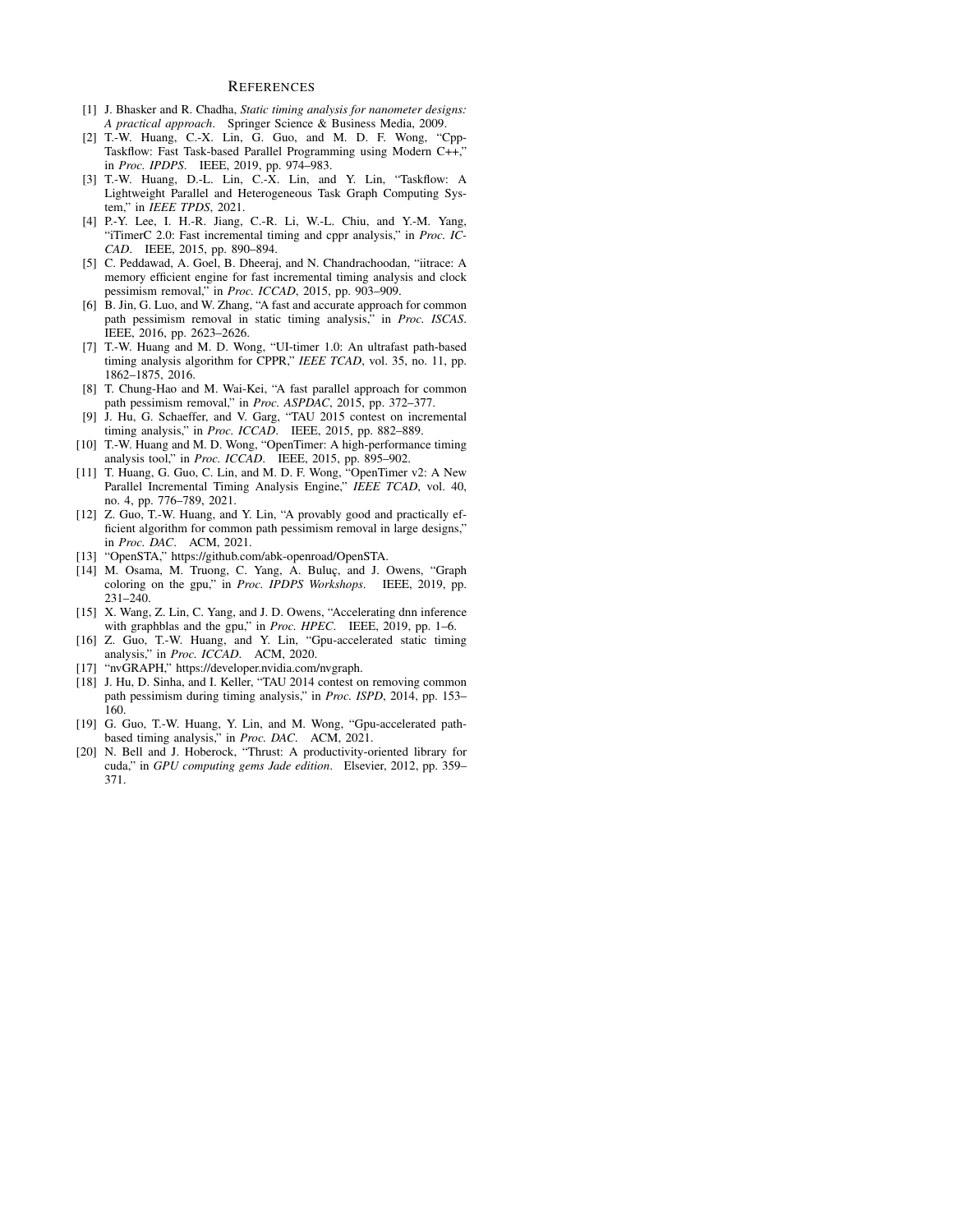## References

[1] J. Bhasker and R. Chadha, *Static timing analysis for nanometer designs: A practical approach*. Springer Science & Business Media, 2009.

[2] T.-W. Huang, C.-X. Lin, G. Guo, and M. D. F. Wong, "Cpp-Taskflow: Fast Task-based Parallel Programming using Modern C++," in *Proc. IPDPS*. IEEE, 2019, pp. 974–983.

[3] T.-W. Huang, D.-L. Lin, C.-X. Lin, and Y. Lin, "Taskflow: A Lightweight Parallel and Heterogeneous Task Graph Computing System," in *IEEE TPDS*, 2021.

[4] P.-Y. Lee, I. H.-R. Jiang, C.-R. Li, W.-L. Chiu, and Y.-M. Yang, "iTimerC 2.0: Fast incremental timing and cppr analysis," in *Proc. ICCAD*. IEEE, 2015, pp. 890–894.

[5] C. Peddawad, A. Goel, B. Dheeraj, and N. Chandrachoodan, "iitrace: A memory efficient engine for fast incremental timing analysis and clock pessimism removal," in *Proc. ICCAD*, 2015, pp. 903–909.

[6] B. Jin, G. Luo, and W. Zhang, "A fast and accurate approach for common path pessimism removal in static timing analysis," in *Proc. ISCAS*. IEEE, 2016, pp. 2623–2626.

[7] T.-W. Huang and M. D. Wong, "UI-timer 1.0: An ultrafast path-based timing analysis algorithm for CPPR," *IEEE TCAD*, vol. 35, no. 11, pp. 1862–1875, 2016.

[8] T. Chung-Hao and M. Wai-Kei, "A fast parallel approach for common path pessimism removal," in *Proc. ASPDAC*, 2015, pp. 372–377.

[9] J. Hu, G. Schaeffer, and V. Garg, "TAU 2015 contest on incremental timing analysis," in *Proc. ICCAD*. IEEE, 2015, pp. 882–889.

[10] T.-W. Huang and M. D. Wong, "OpenTimer: A high-performance timing analysis tool," in *Proc. ICCAD*. IEEE, 2015, pp. 895–902.

[11] T. Huang, G. Guo, C. Lin, and M. D. F. Wong, "OpenTimer v2: A New Parallel Incremental Timing Analysis Engine," *IEEE TCAD*, vol. 40, no. 4, pp. 776–789, 2021.

[12] Z. Guo, T.-W. Huang, and Y. Lin, "A provably good and practically efficient algorithm for common path pessimism removal in large designs," in *Proc. DAC*. ACM, 2021.

[13] "OpenSTA," https://github.com/abk-openroad/OpenSTA.

[14] M. Osama, M. Truong, C. Yang, A. Buluç, and J. Owens, "Graph coloring on the gpu," in *Proc. IPDPS Workshops*. IEEE, 2019, pp. 231–240.

[15] X. Wang, Z. Lin, C. Yang, and J. D. Owens, "Accelerating dnn inference with graphblas and the gpu," in *Proc. HPEC*. IEEE, 2019, pp. 1–6.

[16] Z. Guo, T.-W. Huang, and Y. Lin, "Gpu-accelerated static timing analysis," in *Proc. ICCAD*. ACM, 2020.

[17] "nvGRAPH," https://developer.nvidia.com/nvgraph.

[18] J. Hu, D. Sinha, and I. Keller, "TAU 2014 contest on removing common path pessimism during timing analysis," in *Proc. ISPD*, 2014, pp. 153–160.

[19] G. Guo, T.-W. Huang, Y. Lin, and M. Wong, "Gpu-accelerated path-based timing analysis," in *Proc. DAC*. ACM, 2021.

[20] N. Bell and J. Hoberock, "Thrust: A productivity-oriented library for cuda," in *GPU computing gems Jade edition*. Elsevier, 2012, pp. 359–371.